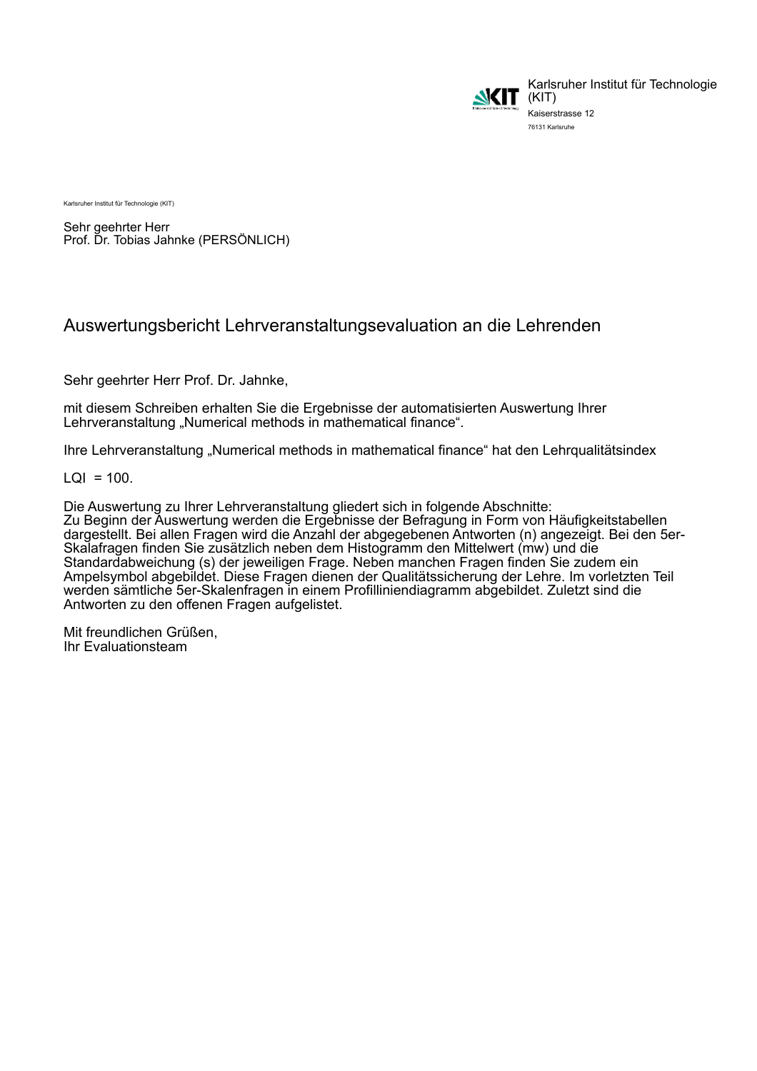Karlsruher Institut für Technologie (KIT)
Kaiserstrasse 12
76131 Karlsruhe

Karlsruher Institut für Technologie (KIT)

Sehr geehrter Herr
Prof. Dr. Tobias Jahnke (PERSÖNLICH)

## Auswertungsbericht Lehrveranstaltungsevaluation an die Lehrenden

Sehr geehrter Herr Prof. Dr. Jahnke,

mit diesem Schreiben erhalten Sie die Ergebnisse der automatisierten Auswertung Ihrer Lehrveranstaltung „Numerical methods in mathematical finance“.

Ihre Lehrveranstaltung „Numerical methods in mathematical finance“ hat den Lehrqualitätsindex

LQI = 100.

Die Auswertung zu Ihrer Lehrveranstaltung gliedert sich in folgende Abschnitte:
Zu Beginn der Auswertung werden die Ergebnisse der Befragung in Form von Häufigkeitstabellen dargestellt. Bei allen Fragen wird die Anzahl der abgegebenen Antworten (n) angezeigt. Bei den 5er-Skalafragen finden Sie zusätzlich neben dem Histogramm den Mittelwert (mw) und die Standardabweichung (s) der jeweiligen Frage. Neben manchen Fragen finden Sie zudem ein Ampelsymbol abgebildet. Diese Fragen dienen der Qualitätssicherung der Lehre. Im vorletzten Teil werden sämtliche 5er-Skalenfragen in einem Profilliniendiagramm abgebildet. Zuletzt sind die Antworten zu den offenen Fragen aufgelistet.

Mit freundlichen Grüßen,
Ihr Evaluationsteam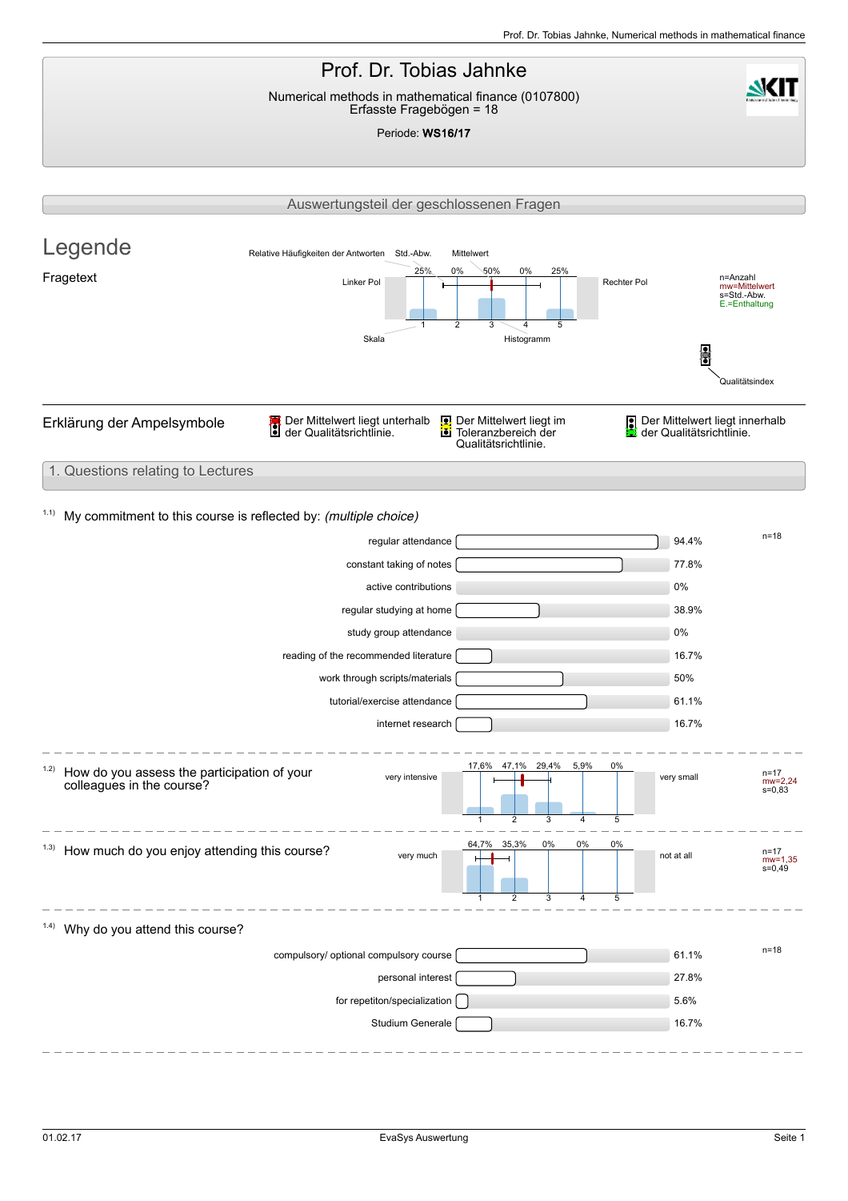# Prof. Dr. Tobias Jahnke

Numerical methods in mathematical finance (0107800)
Erfasste Fragebögen = 18

Periode: **WS16/17**

## Auswertungsteil der geschlossenen Fragen

## Legende

Fragetext

Relative Häufigkeiten der Antworten — Std.-Abw. — Mittelwert

| | 25% | 0% | 50% | 0% | 25% | |
|---|---|---|---|---|---|---|
| Linker Pol | 1 | 2 | 3 | 4 | 5 | Rechter Pol |

Skala — Histogramm

n=Anzahl
mw=Mittelwert
s=Std.-Abw.
E.=Enthaltung

Qualitätsindex

### Erklärung der Ampelsymbole

- Der Mittelwert liegt unterhalb der Qualitätsrichtlinie.
- Der Mittelwert liegt im Toleranzbereich der Qualitätsrichtlinie.
- Der Mittelwert liegt innerhalb der Qualitätsrichtlinie.

## 1. Questions relating to Lectures

### 1.1) My commitment to this course is reflected by: *(multiple choice)*

n=18

| Answer | Percentage |
|---|---|
| regular attendance | 94.4% |
| constant taking of notes | 77.8% |
| active contributions | 0% |
| regular studying at home | 38.9% |
| study group attendance | 0% |
| reading of the recommended literature | 16.7% |
| work through scripts/materials | 50% |
| tutorial/exercise attendance | 61.1% |
| internet research | 16.7% |

### 1.2) How do you assess the participation of your colleagues in the course?

| | 1 | 2 | 3 | 4 | 5 | |
|---|---|---|---|---|---|---|
| very intensive | 17,6% | 47,1% | 29,4% | 5,9% | 0% | very small |

n=17
mw=2,24
s=0,83

### 1.3) How much do you enjoy attending this course?

| | 1 | 2 | 3 | 4 | 5 | |
|---|---|---|---|---|---|---|
| very much | 64,7% | 35,3% | 0% | 0% | 0% | not at all |

n=17
mw=1,35
s=0,49

### 1.4) Why do you attend this course?

n=18

| Answer | Percentage |
|---|---|
| compulsory/ optional compulsory course | 61.1% |
| personal interest | 27.8% |
| for repetiton/specialization | 5.6% |
| Studium Generale | 16.7% |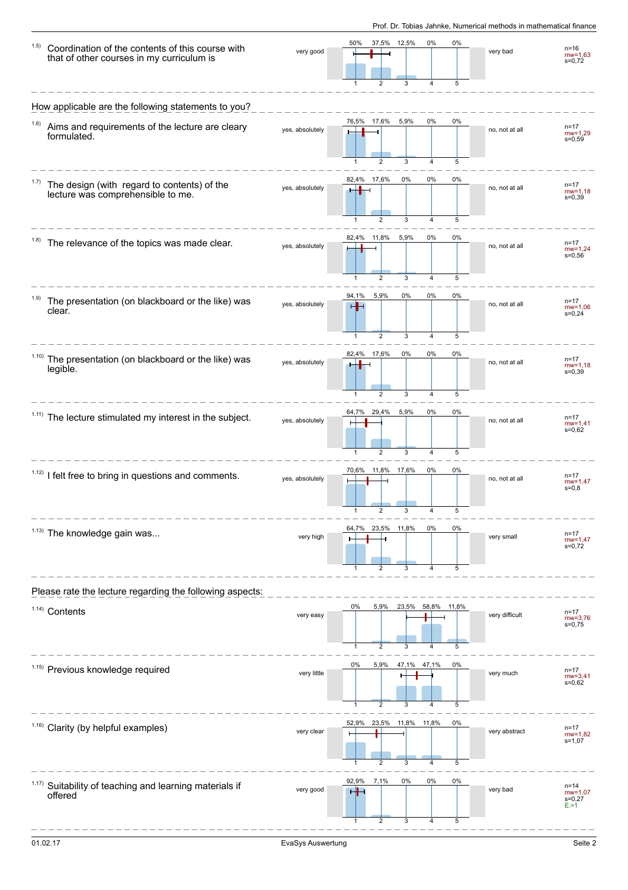| Item | Left pole | 1 | 2 | 3 | 4 | 5 | Right pole | Statistics |
|---|---|---|---|---|---|---|---|---|
| 1.5) Coordination of the contents of this course with that of other courses in my curriculum is | very good | 50% | 37,5% | 12,5% | 0% | 0% | very bad | n=16, mw=1,63, s=0,72 |

How applicable are the following statements to you?

| Item | Left pole | 1 | 2 | 3 | 4 | 5 | Right pole | Statistics |
|---|---|---|---|---|---|---|---|---|
| 1.6) Aims and requirements of the lecture are cleary formulated. | yes, absolutely | 76,5% | 17,6% | 5,9% | 0% | 0% | no, not at all | n=17, mw=1,29, s=0,59 |
| 1.7) The design (with regard to contents) of the lecture was comprehensible to me. | yes, absolutely | 82,4% | 17,6% | 0% | 0% | 0% | no, not at all | n=17, mw=1,18, s=0,39 |
| 1.8) The relevance of the topics was made clear. | yes, absolutely | 82,4% | 11,8% | 5,9% | 0% | 0% | no, not at all | n=17, mw=1,24, s=0,56 |
| 1.9) The presentation (on blackboard or the like) was clear. | yes, absolutely | 94,1% | 5,9% | 0% | 0% | 0% | no, not at all | n=17, mw=1,06, s=0,24 |
| 1.10) The presentation (on blackboard or the like) was legible. | yes, absolutely | 82,4% | 17,6% | 0% | 0% | 0% | no, not at all | n=17, mw=1,18, s=0,39 |
| 1.11) The lecture stimulated my interest in the subject. | yes, absolutely | 64,7% | 29,4% | 5,9% | 0% | 0% | no, not at all | n=17, mw=1,41, s=0,62 |
| 1.12) I felt free to bring in questions and comments. | yes, absolutely | 70,6% | 11,8% | 17,6% | 0% | 0% | no, not at all | n=17, mw=1,47, s=0,8 |
| 1.13) The knowledge gain was... | very high | 64,7% | 23,5% | 11,8% | 0% | 0% | very small | n=17, mw=1,47, s=0,72 |

Please rate the lecture regarding the following aspects:

| Item | Left pole | 1 | 2 | 3 | 4 | 5 | Right pole | Statistics |
|---|---|---|---|---|---|---|---|---|
| 1.14) Contents | very easy | 0% | 5,9% | 23,5% | 58,8% | 11,8% | very difficult | n=17, mw=3,76, s=0,75 |
| 1.15) Previous knowledge required | very little | 0% | 5,9% | 47,1% | 47,1% | 0% | very much | n=17, mw=3,41, s=0,62 |
| 1.16) Clarity (by helpful examples) | very clear | 52,9% | 23,5% | 11,8% | 11,8% | 0% | very abstract | n=17, mw=1,82, s=1,07 |
| 1.17) Suitability of teaching and learning materials if offered | very good | 92,9% | 7,1% | 0% | 0% | 0% | very bad | n=14, mw=1,07, s=0,27, E.=1 |

01.02.17 — EvaSys Auswertung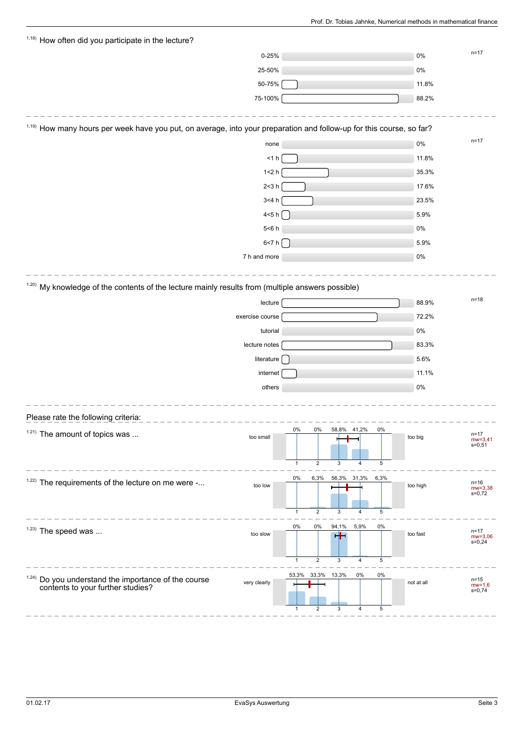## 1.18) How often did you participate in the lecture?

n=17

| Answer | Percentage |
|---|---|
| 0-25% | 0% |
| 25-50% | 0% |
| 50-75% | 11.8% |
| 75-100% | 88.2% |

## 1.19) How many hours per week have you put, on average, into your preparation and follow-up for this course, so far?

n=17

| Answer | Percentage |
|---|---|
| none | 0% |
| <1 h | 11.8% |
| 1<2 h | 35.3% |
| 2<3 h | 17.6% |
| 3<4 h | 23.5% |
| 4<5 h | 5.9% |
| 5<6 h | 0% |
| 6<7 h | 5.9% |
| 7 h and more | 0% |

## 1.20) My knowledge of the contents of the lecture mainly results from (multiple answers possible)

n=18

| Answer | Percentage |
|---|---|
| lecture | 88.9% |
| exercise course | 72.2% |
| tutorial | 0% |
| lecture notes | 83.3% |
| literature | 5.6% |
| internet | 11.1% |
| others | 0% |

## Please rate the following criteria:

### 1.21) The amount of topics was ...

| | 1 | 2 | 3 | 4 | 5 | | Statistics |
|---|---|---|---|---|---|---|---|
| too small | 0% | 0% | 58,8% | 41,2% | 0% | too big | n=17, mw=3,41, s=0,51 |

### 1.22) The requirements of the lecture on me were -...

| | 1 | 2 | 3 | 4 | 5 | | Statistics |
|---|---|---|---|---|---|---|---|
| too low | 0% | 6,3% | 56,3% | 31,3% | 6,3% | too high | n=16, mw=3,38, s=0,72 |

### 1.23) The speed was ...

| | 1 | 2 | 3 | 4 | 5 | | Statistics |
|---|---|---|---|---|---|---|---|
| too slow | 0% | 0% | 94,1% | 5,9% | 0% | too fast | n=17, mw=3,06, s=0,24 |

### 1.24) Do you understand the importance of the course contents to your further studies?

| | 1 | 2 | 3 | 4 | 5 | | Statistics |
|---|---|---|---|---|---|---|---|
| very clearly | 53,3% | 33,3% | 13,3% | 0% | 0% | not at all | n=15, mw=1,6, s=0,74 |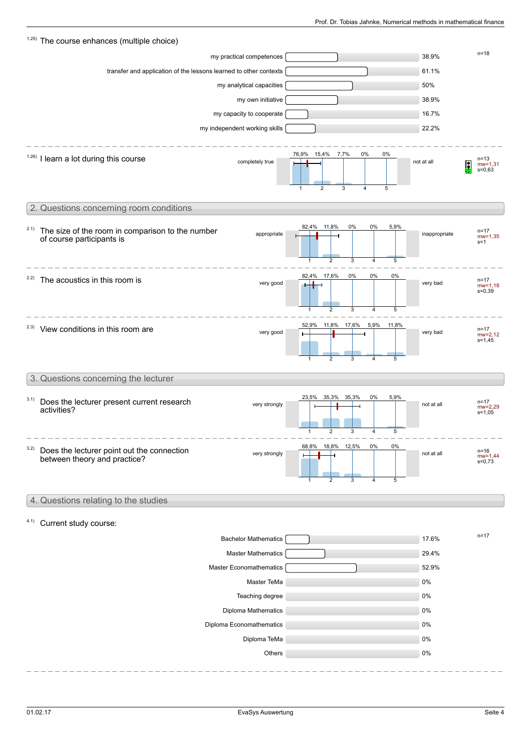1.25) The course enhances (multiple choice)

| | | n=18 |
|---|---|---|
| my practical competences | 38.9% | |
| transfer and application of the lessons learned to other contexts | 61.1% | |
| my analytical capacities | 50% | |
| my own initiative | 38.9% | |
| my capacity to cooperate | 16.7% | |
| my independent working skills | 22.2% | |

1.26) I learn a lot during this course

| | 1 | 2 | 3 | 4 | 5 | | |
|---|---|---|---|---|---|---|---|
| completely true | 76,9% | 15,4% | 7,7% | 0% | 0% | not at all | n=13, mw=1,31, s=0,63 |

## 2. Questions concerning room conditions

2.1) The size of the room in comparison to the number of course participants is

| | 1 | 2 | 3 | 4 | 5 | | |
|---|---|---|---|---|---|---|---|
| appropriate | 82,4% | 11,8% | 0% | 0% | 5,9% | inappropriate | n=17, mw=1,35, s=1 |

2.2) The acoustics in this room is

| | 1 | 2 | 3 | 4 | 5 | | |
|---|---|---|---|---|---|---|---|
| very good | 82,4% | 17,6% | 0% | 0% | 0% | very bad | n=17, mw=1,18, s=0,39 |

2.3) View conditions in this room are

| | 1 | 2 | 3 | 4 | 5 | | |
|---|---|---|---|---|---|---|---|
| very good | 52,9% | 11,8% | 17,6% | 5,9% | 11,8% | very bad | n=17, mw=2,12, s=1,45 |

## 3. Questions concerning the lecturer

3.1) Does the lecturer present current research activities?

| | 1 | 2 | 3 | 4 | 5 | | |
|---|---|---|---|---|---|---|---|
| very strongly | 23,5% | 35,3% | 35,3% | 0% | 5,9% | not at all | n=17, mw=2,29, s=1,05 |

3.2) Does the lecturer point out the connection between theory and practice?

| | 1 | 2 | 3 | 4 | 5 | | |
|---|---|---|---|---|---|---|---|
| very strongly | 68,8% | 18,8% | 12,5% | 0% | 0% | not at all | n=16, mw=1,44, s=0,73 |

## 4. Questions relating to the studies

4.1) Current study course:

| | | n=17 |
|---|---|---|
| Bachelor Mathematics | 17.6% | |
| Master Mathematics | 29.4% | |
| Master Economathematics | 52.9% | |
| Master TeMa | 0% | |
| Teaching degree | 0% | |
| Diploma Mathematics | 0% | |
| Diploma Economathematics | 0% | |
| Diploma TeMa | 0% | |
| Others | 0% | |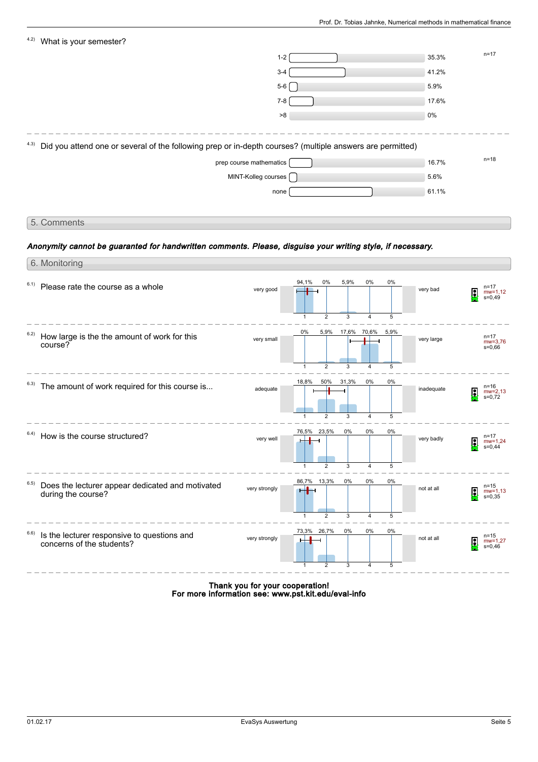4.2) What is your semester?

n=17

| Semester | Percentage |
|---|---|
| 1-2 | 35.3% |
| 3-4 | 41.2% |
| 5-6 | 5.9% |
| 7-8 | 17.6% |
| >8 | 0% |

4.3) Did you attend one or several of the following prep or in-depth courses? (multiple answers are permitted)

n=18

| Course | Percentage |
|---|---|
| prep course mathematics | 16.7% |
| MINT-Kolleg courses | 5.6% |
| none | 61.1% |

## 5. Comments

***Anonymity cannot be guaranted for handwritten comments. Please, disguise your writing style, if necessary.***

## 6. Monitoring

6.1) Please rate the course as a whole

| very good | 1 | 2 | 3 | 4 | 5 | very bad | Statistics |
|---|---|---|---|---|---|---|---|
| | 94,1% | 0% | 5,9% | 0% | 0% | | n=17, mw=1,12, s=0,49 |

6.2) How large is the the amount of work for this course?

| very small | 1 | 2 | 3 | 4 | 5 | very large | Statistics |
|---|---|---|---|---|---|---|---|
| | 0% | 5,9% | 17,6% | 70,6% | 5,9% | | n=17, mw=3,76, s=0,66 |

6.3) The amount of work required for this course is...

| adequate | 1 | 2 | 3 | 4 | 5 | inadequate | Statistics |
|---|---|---|---|---|---|---|---|
| | 18,8% | 50% | 31,3% | 0% | 0% | | n=16, mw=2,13, s=0,72 |

6.4) How is the course structured?

| very well | 1 | 2 | 3 | 4 | 5 | very badly | Statistics |
|---|---|---|---|---|---|---|---|
| | 76,5% | 23,5% | 0% | 0% | 0% | | n=17, mw=1,24, s=0,44 |

6.5) Does the lecturer appear dedicated and motivated during the course?

| very strongly | 1 | 2 | 3 | 4 | 5 | not at all | Statistics |
|---|---|---|---|---|---|---|---|
| | 86,7% | 13,3% | 0% | 0% | 0% | | n=15, mw=1,13, s=0,35 |

6.6) Is the lecturer responsive to questions and concerns of the students?

| very strongly | 1 | 2 | 3 | 4 | 5 | not at all | Statistics |
|---|---|---|---|---|---|---|---|
| | 73,3% | 26,7% | 0% | 0% | 0% | | n=15, mw=1,27, s=0,46 |

**Thank you for your cooperation!**
**For more information see: www.pst.kit.edu/eval-info**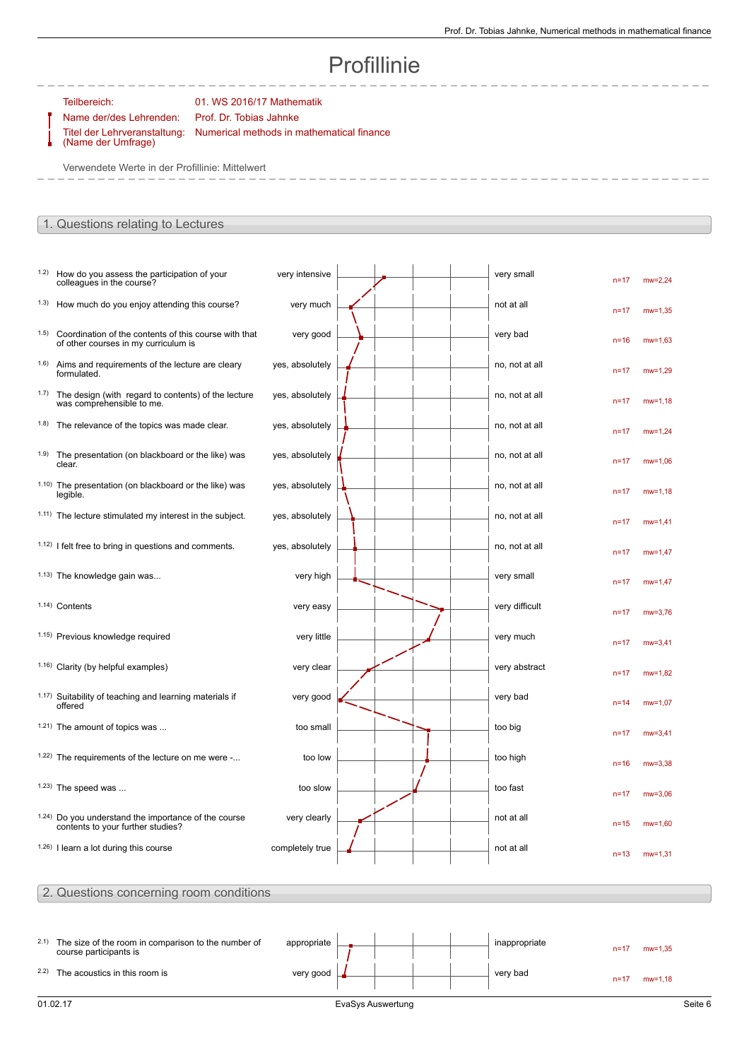# Profillinie

Teilbereich: 01. WS 2016/17 Mathematik
Name der/des Lehrenden: Prof. Dr. Tobias Jahnke
Titel der Lehrveranstaltung: (Name der Umfrage) Numerical methods in mathematical finance

Verwendete Werte in der Profillinie: Mittelwert

## 1. Questions relating to Lectures

| No. | Question | Left pole | Right pole | n | mw |
|---|---|---|---|---|---|
| 1.2) | How do you assess the participation of your colleagues in the course? | very intensive | very small | n=17 | mw=2,24 |
| 1.3) | How much do you enjoy attending this course? | very much | not at all | n=17 | mw=1,35 |
| 1.5) | Coordination of the contents of this course with that of other courses in my curriculum is | very good | very bad | n=16 | mw=1,63 |
| 1.6) | Aims and requirements of the lecture are cleary formulated. | yes, absolutely | no, not at all | n=17 | mw=1,29 |
| 1.7) | The design (with regard to contents) of the lecture was comprehensible to me. | yes, absolutely | no, not at all | n=17 | mw=1,18 |
| 1.8) | The relevance of the topics was made clear. | yes, absolutely | no, not at all | n=17 | mw=1,24 |
| 1.9) | The presentation (on blackboard or the like) was clear. | yes, absolutely | no, not at all | n=17 | mw=1,06 |
| 1.10) | The presentation (on blackboard or the like) was legible. | yes, absolutely | no, not at all | n=17 | mw=1,18 |
| 1.11) | The lecture stimulated my interest in the subject. | yes, absolutely | no, not at all | n=17 | mw=1,41 |
| 1.12) | I felt free to bring in questions and comments. | yes, absolutely | no, not at all | n=17 | mw=1,47 |
| 1.13) | The knowledge gain was... | very high | very small | n=17 | mw=1,47 |
| 1.14) | Contents | very easy | very difficult | n=17 | mw=3,76 |
| 1.15) | Previous knowledge required | very little | very much | n=17 | mw=3,41 |
| 1.16) | Clarity (by helpful examples) | very clear | very abstract | n=17 | mw=1,82 |
| 1.17) | Suitability of teaching and learning materials if offered | very good | very bad | n=14 | mw=1,07 |
| 1.21) | The amount of topics was ... | too small | too big | n=17 | mw=3,41 |
| 1.22) | The requirements of the lecture on me were -... | too low | too high | n=16 | mw=3,38 |
| 1.23) | The speed was ... | too slow | too fast | n=17 | mw=3,06 |
| 1.24) | Do you understand the importance of the course contents to your further studies? | very clearly | not at all | n=15 | mw=1,60 |
| 1.26) | I learn a lot during this course | completely true | not at all | n=13 | mw=1,31 |

## 2. Questions concerning room conditions

| No. | Question | Left pole | Right pole | n | mw |
|---|---|---|---|---|---|
| 2.1) | The size of the room in comparison to the number of course participants is | appropriate | inappropriate | n=17 | mw=1,35 |
| 2.2) | The acoustics in this room is | very good | very bad | n=17 | mw=1,18 |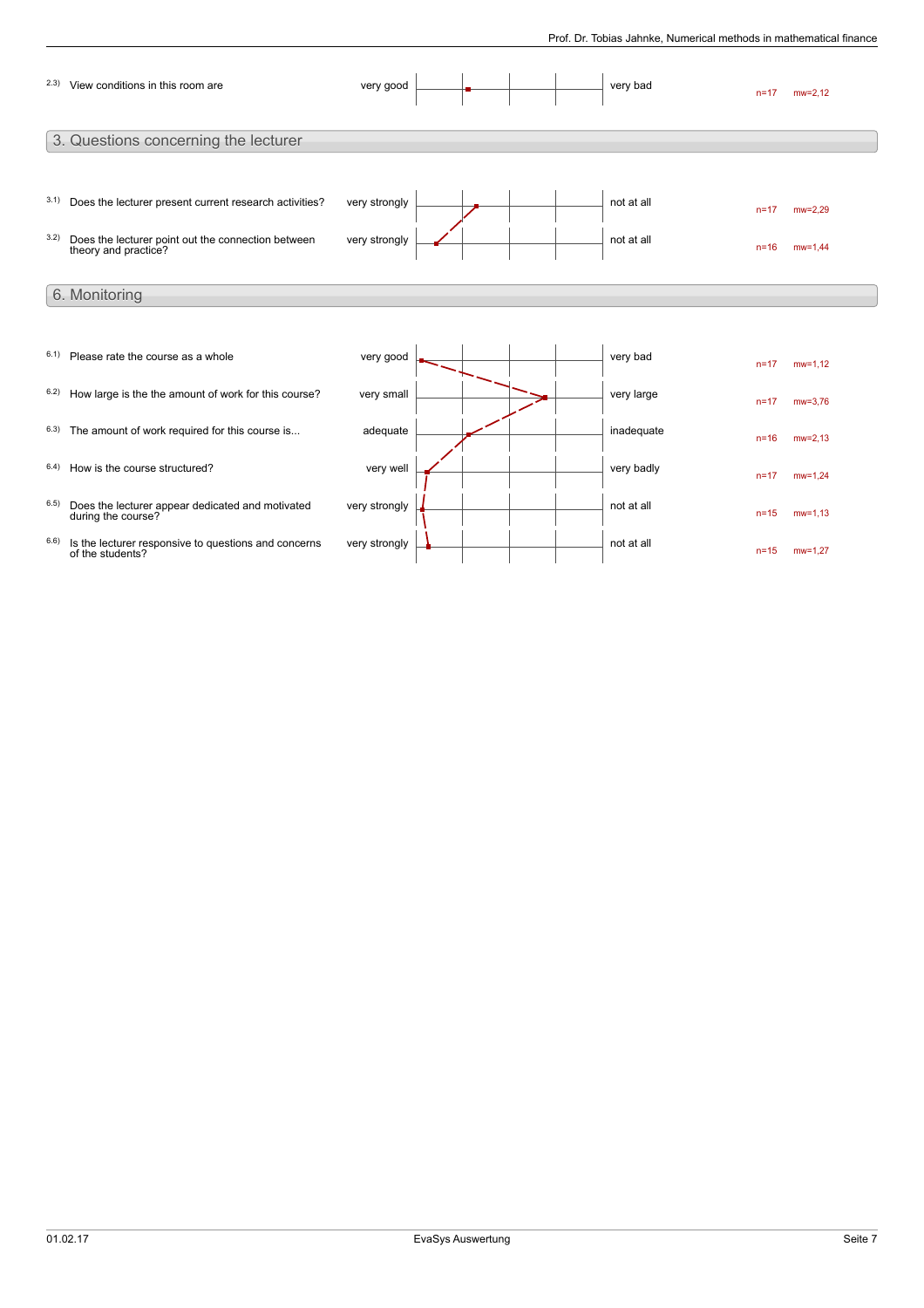| No. | Question | Left pole | Right pole | n | mw |
|---|---|---|---|---|---|
| 2.3) | View conditions in this room are | very good | very bad | n=17 | mw=2,12 |

## 3. Questions concerning the lecturer

| No. | Question | Left pole | Right pole | n | mw |
|---|---|---|---|---|---|
| 3.1) | Does the lecturer present current research activities? | very strongly | not at all | n=17 | mw=2,29 |
| 3.2) | Does the lecturer point out the connection between theory and practice? | very strongly | not at all | n=16 | mw=1,44 |

## 6. Monitoring

| No. | Question | Left pole | Right pole | n | mw |
|---|---|---|---|---|---|
| 6.1) | Please rate the course as a whole | very good | very bad | n=17 | mw=1,12 |
| 6.2) | How large is the the amount of work for this course? | very small | very large | n=17 | mw=3,76 |
| 6.3) | The amount of work required for this course is... | adequate | inadequate | n=16 | mw=2,13 |
| 6.4) | How is the course structured? | very well | very badly | n=17 | mw=1,24 |
| 6.5) | Does the lecturer appear dedicated and motivated during the course? | very strongly | not at all | n=15 | mw=1,13 |
| 6.6) | Is the lecturer responsive to questions and concerns of the students? | very strongly | not at all | n=15 | mw=1,27 |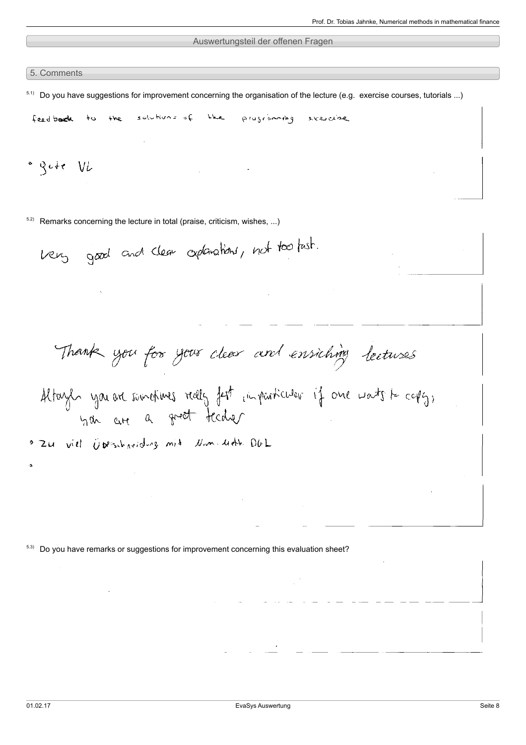## Auswertungsteil der offenen Fragen

### 5. Comments

5.1) Do you have suggestions for improvement concerning the organisation of the lecture (e.g. exercise courses, tutorials ...)

feedback to the solutions of the programming exercise

- gute VL

5.2) Remarks concerning the lecture in total (praise, criticism, wishes, ...)

Very good and clear explanations, not too fast.

Thank you for your clear and enriching lectures

Altough you are sometimes really fast, in particular if one wants to copy, you are a great teacher

- Zu viel Überschneidung mit Num. Meth. DGL
- 

5.3) Do you have remarks or suggestions for improvement concerning this evaluation sheet?